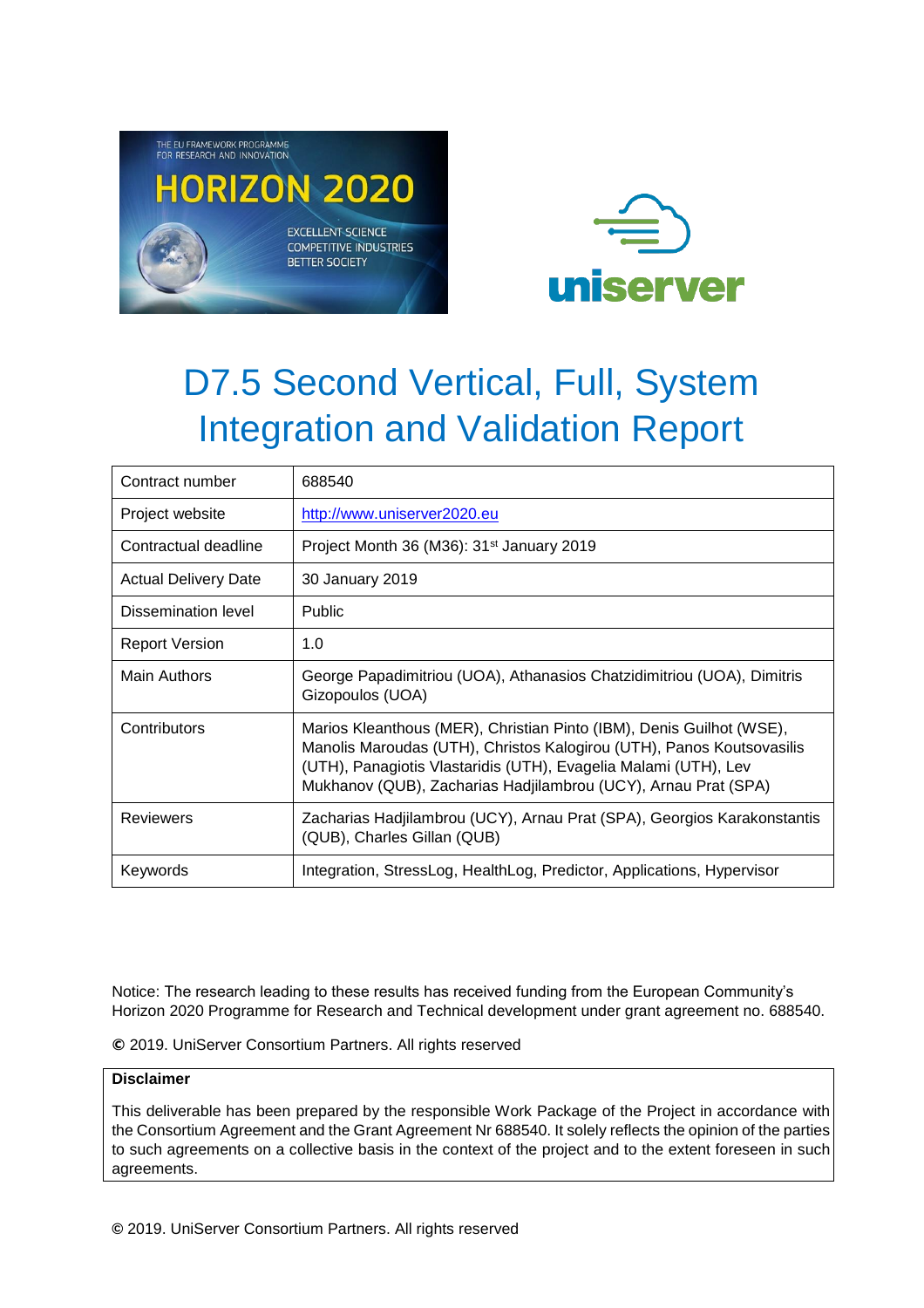# D7.5 Second Vertical, Full, System Integration and Validation Report

| Contract number | 688540 |
|---|---|
| Project website | http://www.uniserver2020.eu |
| Contractual deadline | Project Month 36 (M36): 31st January 2019 |
| Actual Delivery Date | 30 January 2019 |
| Dissemination level | Public |
| Report Version | 1.0 |
| Main Authors | George Papadimitriou (UOA), Athanasios Chatzidimitriou (UOA), Dimitris Gizopoulos (UOA) |
| Contributors | Marios Kleanthous (MER), Christian Pinto (IBM), Denis Guilhot (WSE), Manolis Maroudas (UTH), Christos Kalogirou (UTH), Panos Koutsovasilis (UTH), Panagiotis Vlastaridis (UTH), Evagelia Malami (UTH), Lev Mukhanov (QUB), Zacharias Hadjilambrou (UCY), Arnau Prat (SPA) |
| Reviewers | Zacharias Hadjilambrou (UCY), Arnau Prat (SPA), Georgios Karakonstantis (QUB), Charles Gillan (QUB) |
| Keywords | Integration, StressLog, HealthLog, Predictor, Applications, Hypervisor |

Notice: The research leading to these results has received funding from the European Community's Horizon 2020 Programme for Research and Technical development under grant agreement no. 688540.

© 2019. UniServer Consortium Partners. All rights reserved

**Disclaimer**

This deliverable has been prepared by the responsible Work Package of the Project in accordance with the Consortium Agreement and the Grant Agreement Nr 688540. It solely reflects the opinion of the parties to such agreements on a collective basis in the context of the project and to the extent foreseen in such agreements.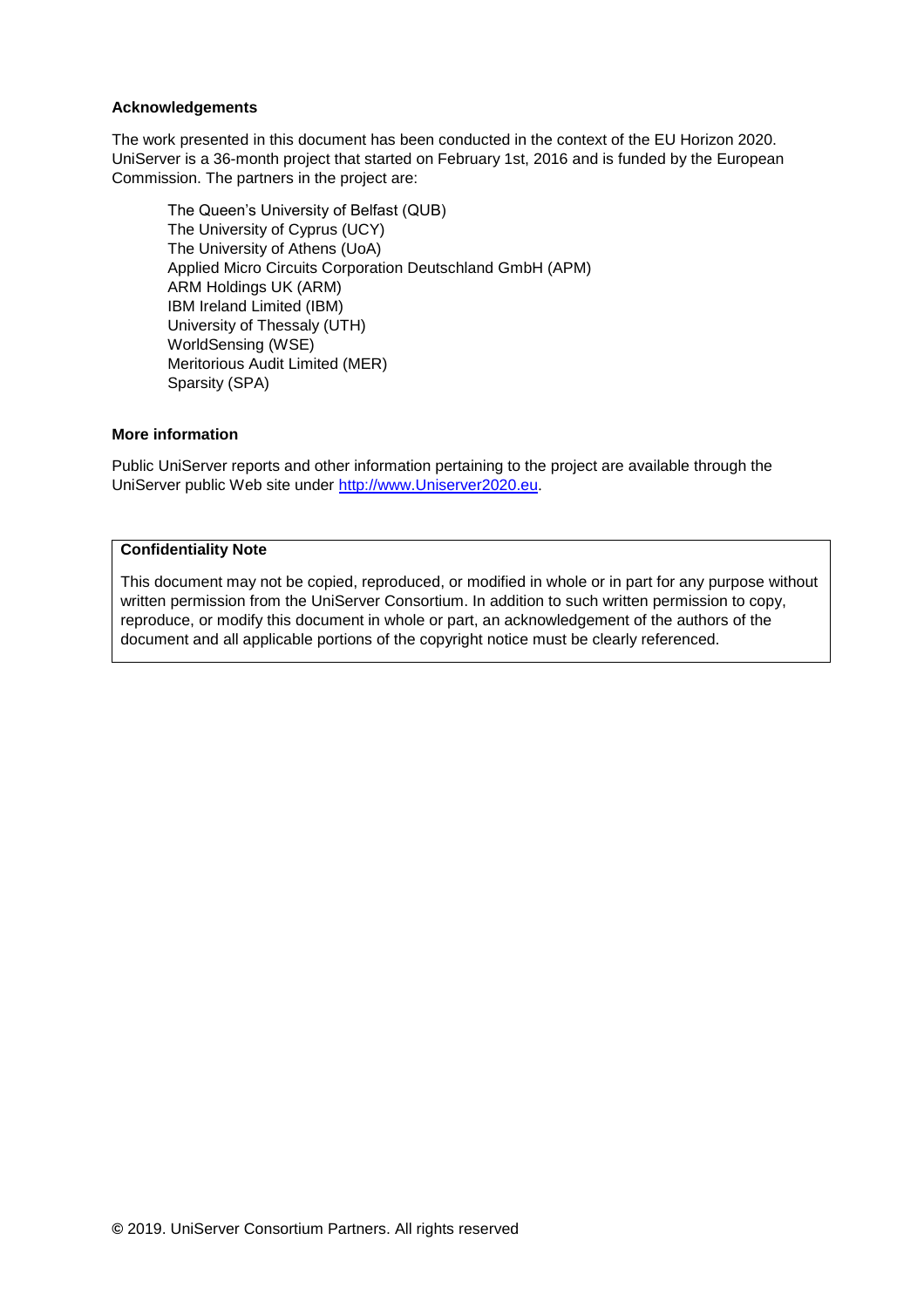**Acknowledgements**

The work presented in this document has been conducted in the context of the EU Horizon 2020. UniServer is a 36-month project that started on February 1st, 2016 and is funded by the European Commission. The partners in the project are:

The Queen's University of Belfast (QUB)
The University of Cyprus (UCY)
The University of Athens (UoA)
Applied Micro Circuits Corporation Deutschland GmbH (APM)
ARM Holdings UK (ARM)
IBM Ireland Limited (IBM)
University of Thessaly (UTH)
WorldSensing (WSE)
Meritorious Audit Limited (MER)
Sparsity (SPA)

**More information**

Public UniServer reports and other information pertaining to the project are available through the UniServer public Web site under http://www.Uniserver2020.eu.

**Confidentiality Note**

This document may not be copied, reproduced, or modified in whole or in part for any purpose without written permission from the UniServer Consortium. In addition to such written permission to copy, reproduce, or modify this document in whole or part, an acknowledgement of the authors of the document and all applicable portions of the copyright notice must be clearly referenced.

© 2019. UniServer Consortium Partners. All rights reserved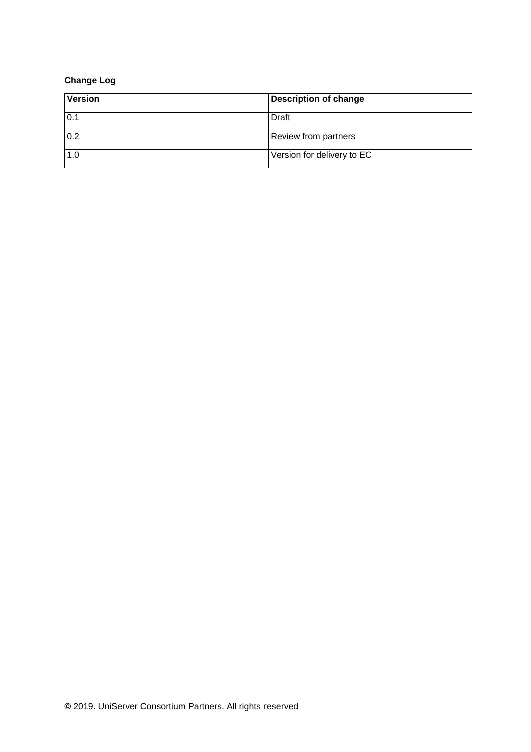**Change Log**

| Version | Description of change |
| --- | --- |
| 0.1 | Draft |
| 0.2 | Review from partners |
| 1.0 | Version for delivery to EC |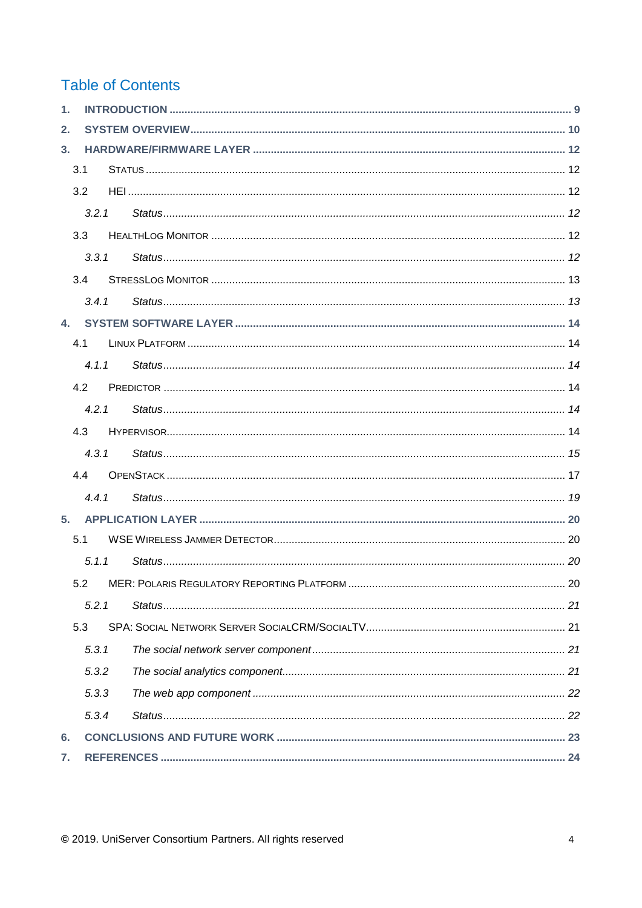# Table of Contents

1. INTRODUCTION .......... 9
2. SYSTEM OVERVIEW .......... 10
3. HARDWARE/FIRMWARE LAYER .......... 12
   - 3.1 STATUS .......... 12
   - 3.2 HEI .......... 12
     - *3.2.1 Status .......... 12*
   - 3.3 HEALTHLOG MONITOR .......... 12
     - *3.3.1 Status .......... 12*
   - 3.4 STRESSLOG MONITOR .......... 13
     - *3.4.1 Status .......... 13*
4. SYSTEM SOFTWARE LAYER .......... 14
   - 4.1 LINUX PLATFORM .......... 14
     - *4.1.1 Status .......... 14*
   - 4.2 PREDICTOR .......... 14
     - *4.2.1 Status .......... 14*
   - 4.3 HYPERVISOR .......... 14
     - *4.3.1 Status .......... 15*
   - 4.4 OPENSTACK .......... 17
     - *4.4.1 Status .......... 19*
5. APPLICATION LAYER .......... 20
   - 5.1 WSE WIRELESS JAMMER DETECTOR .......... 20
     - *5.1.1 Status .......... 20*
   - 5.2 MER: POLARIS REGULATORY REPORTING PLATFORM .......... 20
     - *5.2.1 Status .......... 21*
   - 5.3 SPA: SOCIAL NETWORK SERVER SOCIALCRM/SOCIALTV .......... 21
     - *5.3.1 The social network server component .......... 21*
     - *5.3.2 The social analytics component .......... 21*
     - *5.3.3 The web app component .......... 22*
     - *5.3.4 Status .......... 22*
6. CONCLUSIONS AND FUTURE WORK .......... 23
7. REFERENCES .......... 24

© 2019. UniServer Consortium Partners. All rights reserved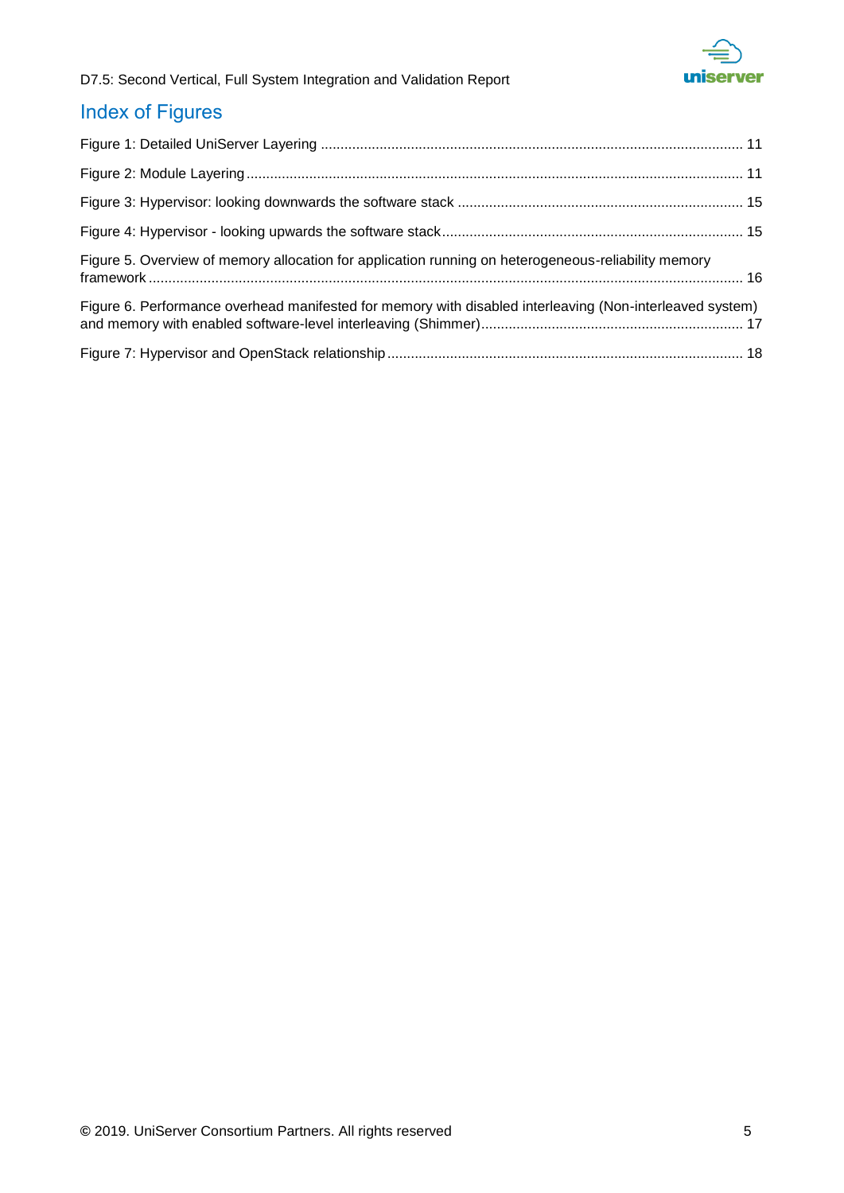## Index of Figures

Figure 1: Detailed UniServer Layering ........................................................................................................ 11

Figure 2: Module Layering ........................................................................................................................ 11

Figure 3: Hypervisor: looking downwards the software stack ................................................................... 15

Figure 4: Hypervisor - looking upwards the software stack ....................................................................... 15

Figure 5. Overview of memory allocation for application running on heterogeneous-reliability memory framework ................................................................................................................................................ 16

Figure 6. Performance overhead manifested for memory with disabled interleaving (Non-interleaved system) and memory with enabled software-level interleaving (Shimmer) ............................................................ 17

Figure 7: Hypervisor and OpenStack relationship ...................................................................................... 18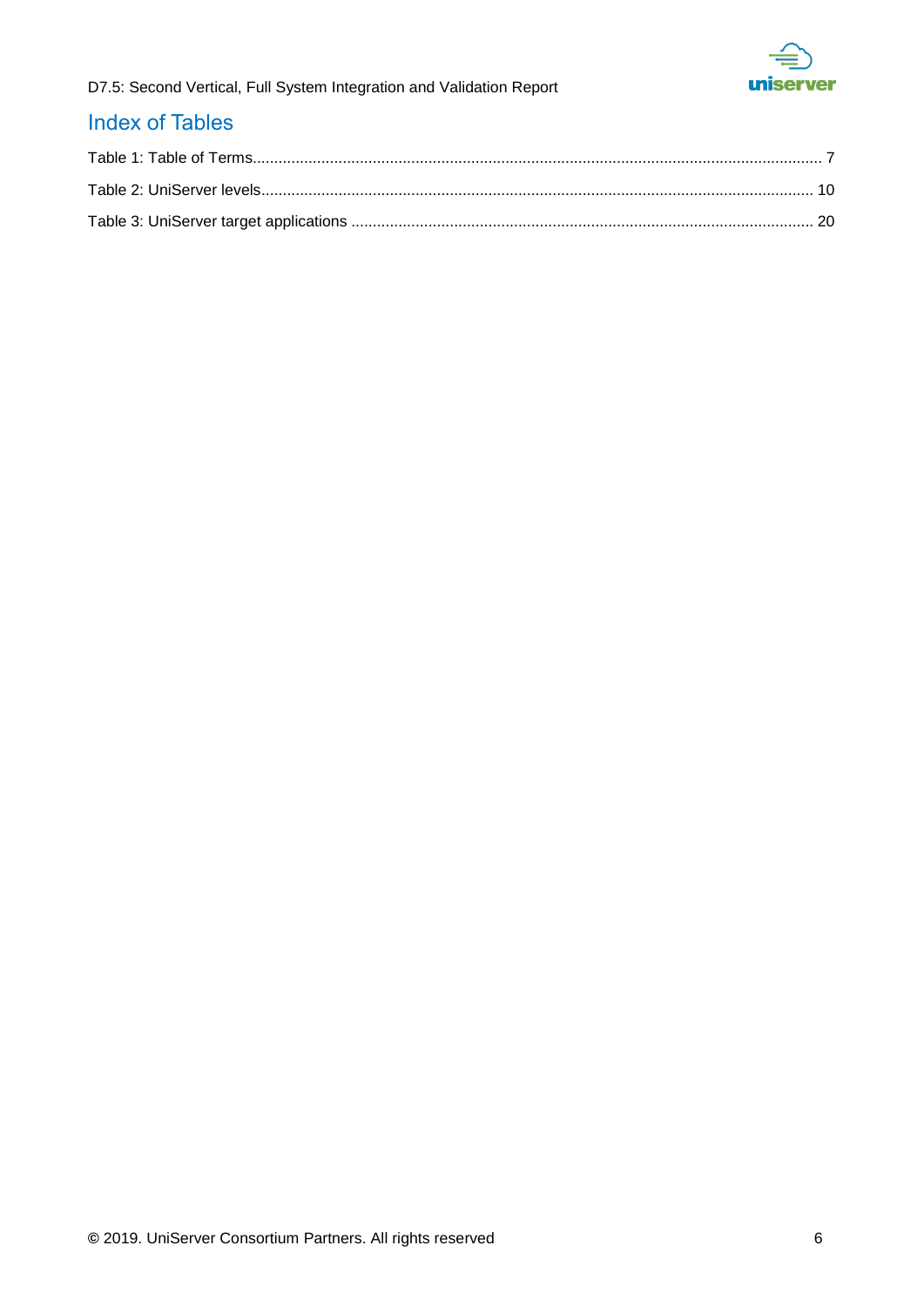# Index of Tables

Table 1: Table of Terms .......................................................... 7

Table 2: UniServer levels .......................................................... 10

Table 3: UniServer target applications .......................................................... 20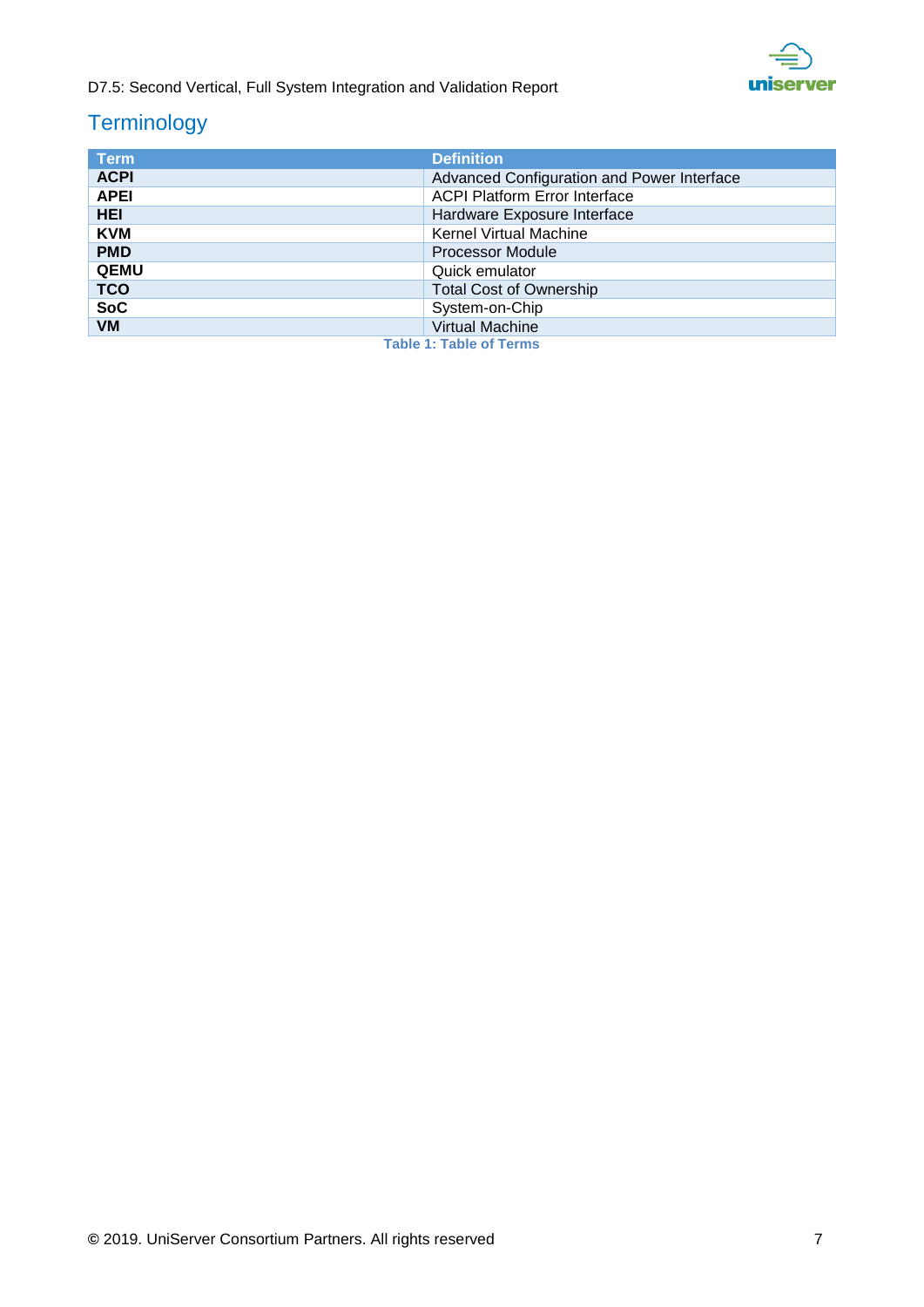# Terminology

| Term | Definition |
|---|---|
| **ACPI** | Advanced Configuration and Power Interface |
| **APEI** | ACPI Platform Error Interface |
| **HEI** | Hardware Exposure Interface |
| **KVM** | Kernel Virtual Machine |
| **PMD** | Processor Module |
| **QEMU** | Quick emulator |
| **TCO** | Total Cost of Ownership |
| **SoC** | System-on-Chip |
| **VM** | Virtual Machine |

Table 1: Table of Terms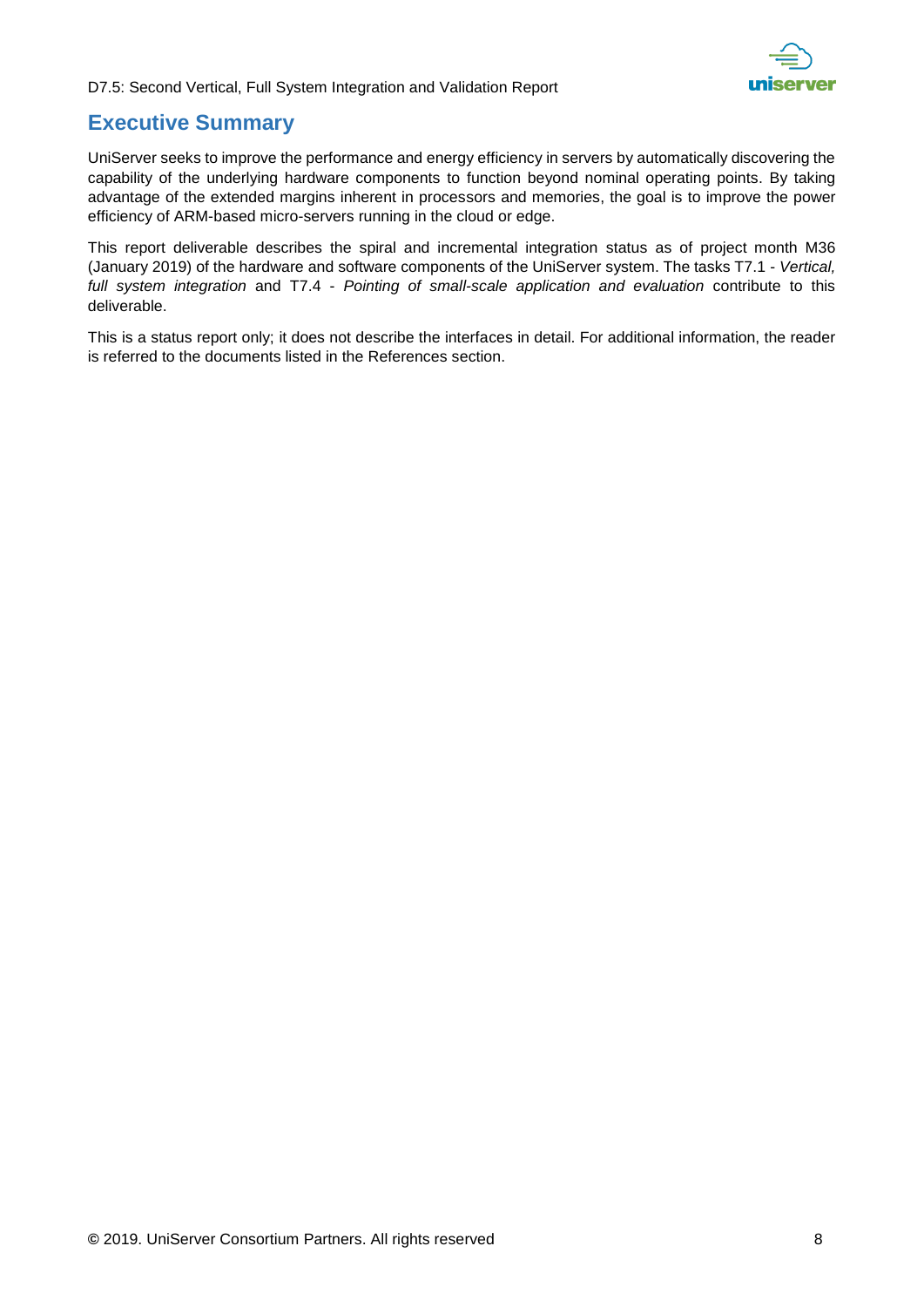# Executive Summary

UniServer seeks to improve the performance and energy efficiency in servers by automatically discovering the capability of the underlying hardware components to function beyond nominal operating points. By taking advantage of the extended margins inherent in processors and memories, the goal is to improve the power efficiency of ARM-based micro-servers running in the cloud or edge.

This report deliverable describes the spiral and incremental integration status as of project month M36 (January 2019) of the hardware and software components of the UniServer system. The tasks T7.1 - *Vertical, full system integration* and T7.4 - *Pointing of small-scale application and evaluation* contribute to this deliverable.

This is a status report only; it does not describe the interfaces in detail. For additional information, the reader is referred to the documents listed in the References section.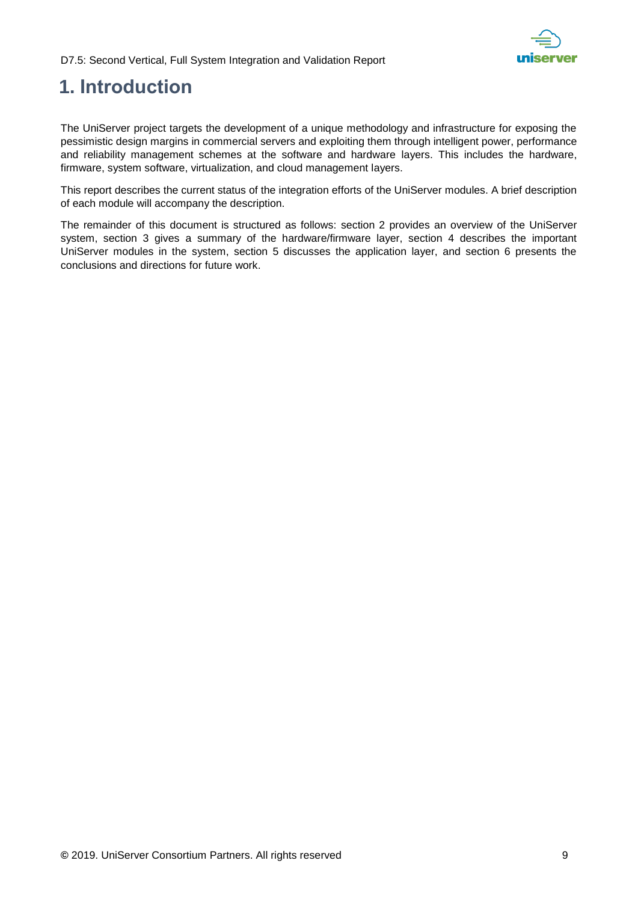# 1. Introduction

The UniServer project targets the development of a unique methodology and infrastructure for exposing the pessimistic design margins in commercial servers and exploiting them through intelligent power, performance and reliability management schemes at the software and hardware layers. This includes the hardware, firmware, system software, virtualization, and cloud management layers.

This report describes the current status of the integration efforts of the UniServer modules. A brief description of each module will accompany the description.

The remainder of this document is structured as follows: section 2 provides an overview of the UniServer system, section 3 gives a summary of the hardware/firmware layer, section 4 describes the important UniServer modules in the system, section 5 discusses the application layer, and section 6 presents the conclusions and directions for future work.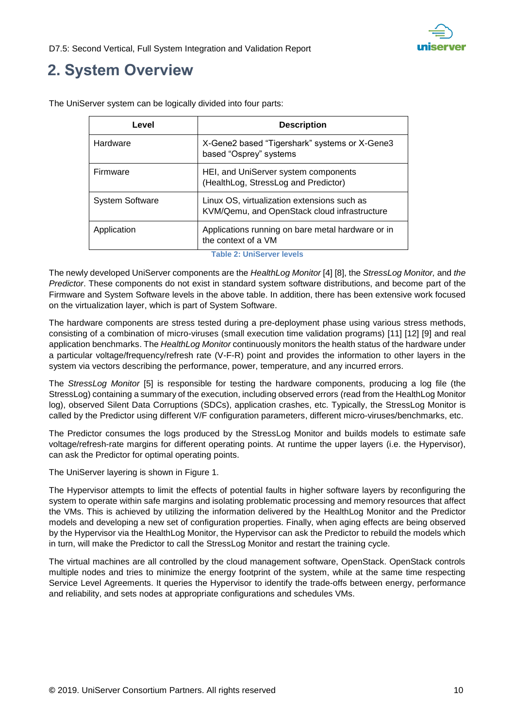## 2. System Overview

The UniServer system can be logically divided into four parts:

| Level | Description |
|---|---|
| Hardware | X-Gene2 based “Tigershark” systems or X-Gene3 based “Osprey” systems |
| Firmware | HEI, and UniServer system components (HealthLog, StressLog and Predictor) |
| System Software | Linux OS, virtualization extensions such as KVM/Qemu, and OpenStack cloud infrastructure |
| Application | Applications running on bare metal hardware or in the context of a VM |

Table 2: UniServer levels

The newly developed UniServer components are the *HealthLog Monitor* [4] [8], the *StressLog Monitor,* and *the Predictor*. These components do not exist in standard system software distributions, and become part of the Firmware and System Software levels in the above table. In addition, there has been extensive work focused on the virtualization layer, which is part of System Software.

The hardware components are stress tested during a pre-deployment phase using various stress methods, consisting of a combination of micro-viruses (small execution time validation programs) [11] [12] [9] and real application benchmarks. The *HealthLog Monitor* continuously monitors the health status of the hardware under a particular voltage/frequency/refresh rate (V-F-R) point and provides the information to other layers in the system via vectors describing the performance, power, temperature, and any incurred errors.

The *StressLog Monitor* [5] is responsible for testing the hardware components, producing a log file (the StressLog) containing a summary of the execution, including observed errors (read from the HealthLog Monitor log), observed Silent Data Corruptions (SDCs), application crashes, etc. Typically, the StressLog Monitor is called by the Predictor using different V/F configuration parameters, different micro-viruses/benchmarks, etc.

The Predictor consumes the logs produced by the StressLog Monitor and builds models to estimate safe voltage/refresh-rate margins for different operating points. At runtime the upper layers (i.e. the Hypervisor), can ask the Predictor for optimal operating points.

The UniServer layering is shown in Figure 1.

The Hypervisor attempts to limit the effects of potential faults in higher software layers by reconfiguring the system to operate within safe margins and isolating problematic processing and memory resources that affect the VMs. This is achieved by utilizing the information delivered by the HealthLog Monitor and the Predictor models and developing a new set of configuration properties. Finally, when aging effects are being observed by the Hypervisor via the HealthLog Monitor, the Hypervisor can ask the Predictor to rebuild the models which in turn, will make the Predictor to call the StressLog Monitor and restart the training cycle.

The virtual machines are all controlled by the cloud management software, OpenStack. OpenStack controls multiple nodes and tries to minimize the energy footprint of the system, while at the same time respecting Service Level Agreements. It queries the Hypervisor to identify the trade-offs between energy, performance and reliability, and sets nodes at appropriate configurations and schedules VMs.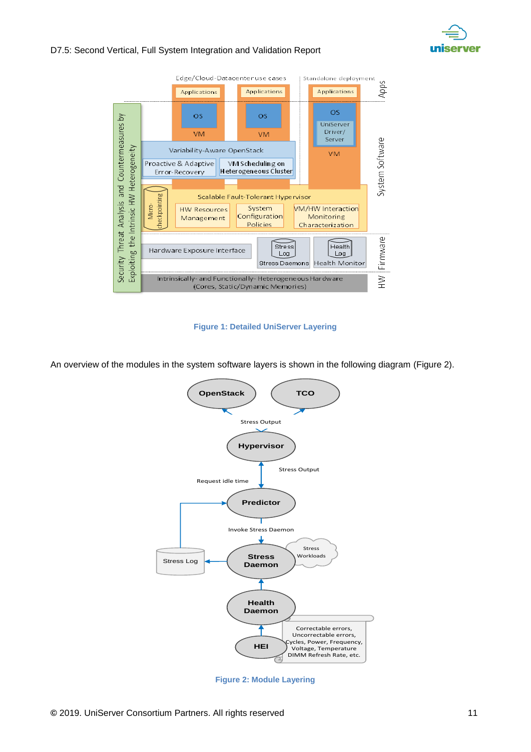Figure 1: Detailed UniServer Layering

An overview of the modules in the system software layers is shown in the following diagram (Figure 2).

Figure 2: Module Layering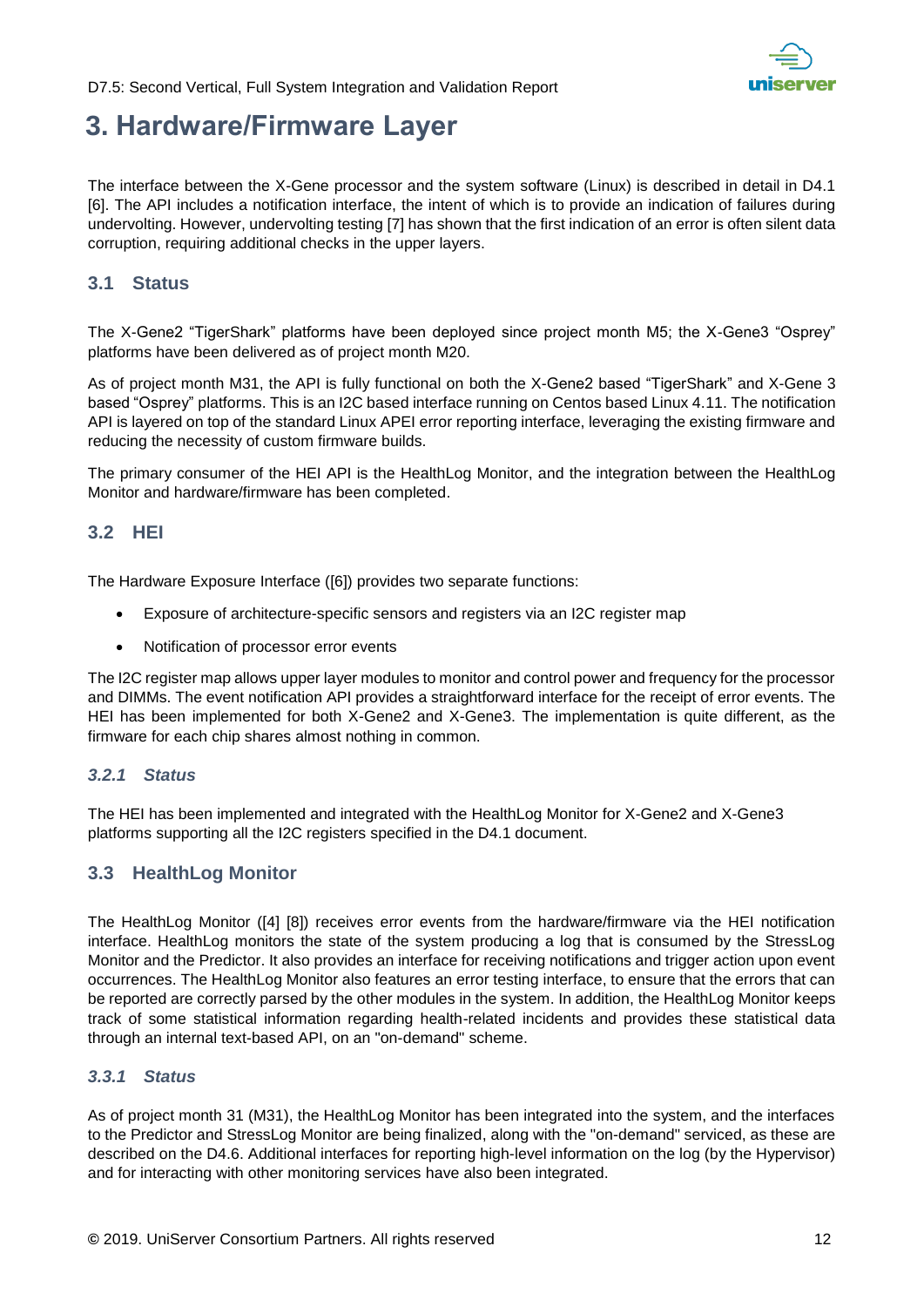# 3. Hardware/Firmware Layer

The interface between the X-Gene processor and the system software (Linux) is described in detail in D4.1 [6]. The API includes a notification interface, the intent of which is to provide an indication of failures during undervolting. However, undervolting testing [7] has shown that the first indication of an error is often silent data corruption, requiring additional checks in the upper layers.

## 3.1 Status

The X-Gene2 “TigerShark” platforms have been deployed since project month M5; the X-Gene3 “Osprey” platforms have been delivered as of project month M20.

As of project month M31, the API is fully functional on both the X-Gene2 based “TigerShark” and X-Gene 3 based “Osprey” platforms. This is an I2C based interface running on Centos based Linux 4.11. The notification API is layered on top of the standard Linux APEI error reporting interface, leveraging the existing firmware and reducing the necessity of custom firmware builds.

The primary consumer of the HEI API is the HealthLog Monitor, and the integration between the HealthLog Monitor and hardware/firmware has been completed.

## 3.2 HEI

The Hardware Exposure Interface ([6]) provides two separate functions:

- Exposure of architecture-specific sensors and registers via an I2C register map
- Notification of processor error events

The I2C register map allows upper layer modules to monitor and control power and frequency for the processor and DIMMs. The event notification API provides a straightforward interface for the receipt of error events. The HEI has been implemented for both X-Gene2 and X-Gene3. The implementation is quite different, as the firmware for each chip shares almost nothing in common.

### *3.2.1 Status*

The HEI has been implemented and integrated with the HealthLog Monitor for X-Gene2 and X-Gene3 platforms supporting all the I2C registers specified in the D4.1 document.

## 3.3 HealthLog Monitor

The HealthLog Monitor ([4] [8]) receives error events from the hardware/firmware via the HEI notification interface. HealthLog monitors the state of the system producing a log that is consumed by the StressLog Monitor and the Predictor. It also provides an interface for receiving notifications and trigger action upon event occurrences. The HealthLog Monitor also features an error testing interface, to ensure that the errors that can be reported are correctly parsed by the other modules in the system. In addition, the HealthLog Monitor keeps track of some statistical information regarding health-related incidents and provides these statistical data through an internal text-based API, on an "on-demand" scheme.

### *3.3.1 Status*

As of project month 31 (M31), the HealthLog Monitor has been integrated into the system, and the interfaces to the Predictor and StressLog Monitor are being finalized, along with the "on-demand" serviced, as these are described on the D4.6. Additional interfaces for reporting high-level information on the log (by the Hypervisor) and for interacting with other monitoring services have also been integrated.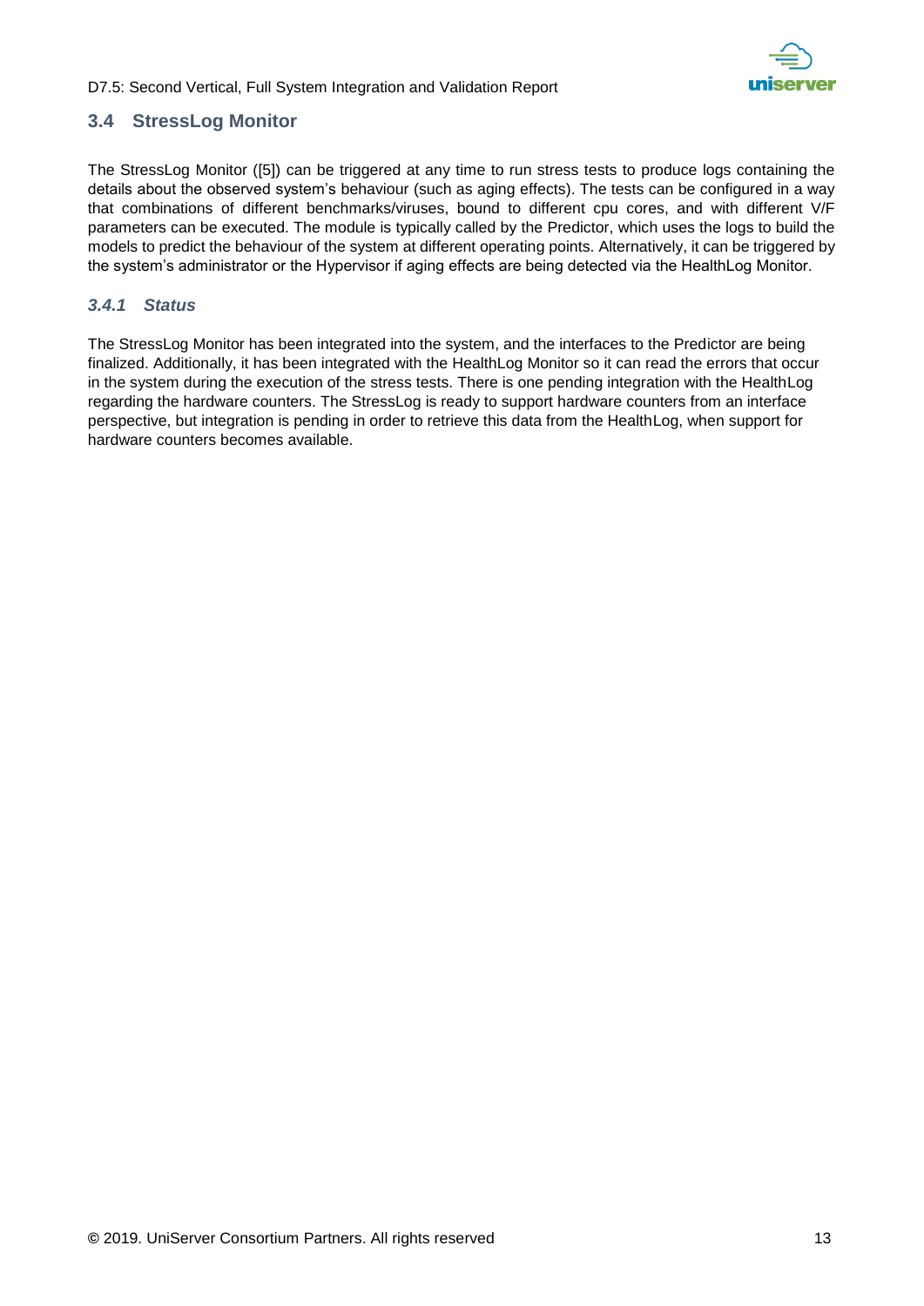## 3.4 StressLog Monitor

The StressLog Monitor ([5]) can be triggered at any time to run stress tests to produce logs containing the details about the observed system's behaviour (such as aging effects). The tests can be configured in a way that combinations of different benchmarks/viruses, bound to different cpu cores, and with different V/F parameters can be executed. The module is typically called by the Predictor, which uses the logs to build the models to predict the behaviour of the system at different operating points. Alternatively, it can be triggered by the system's administrator or the Hypervisor if aging effects are being detected via the HealthLog Monitor.

### *3.4.1 Status*

The StressLog Monitor has been integrated into the system, and the interfaces to the Predictor are being finalized. Additionally, it has been integrated with the HealthLog Monitor so it can read the errors that occur in the system during the execution of the stress tests. There is one pending integration with the HealthLog regarding the hardware counters. The StressLog is ready to support hardware counters from an interface perspective, but integration is pending in order to retrieve this data from the HealthLog, when support for hardware counters becomes available.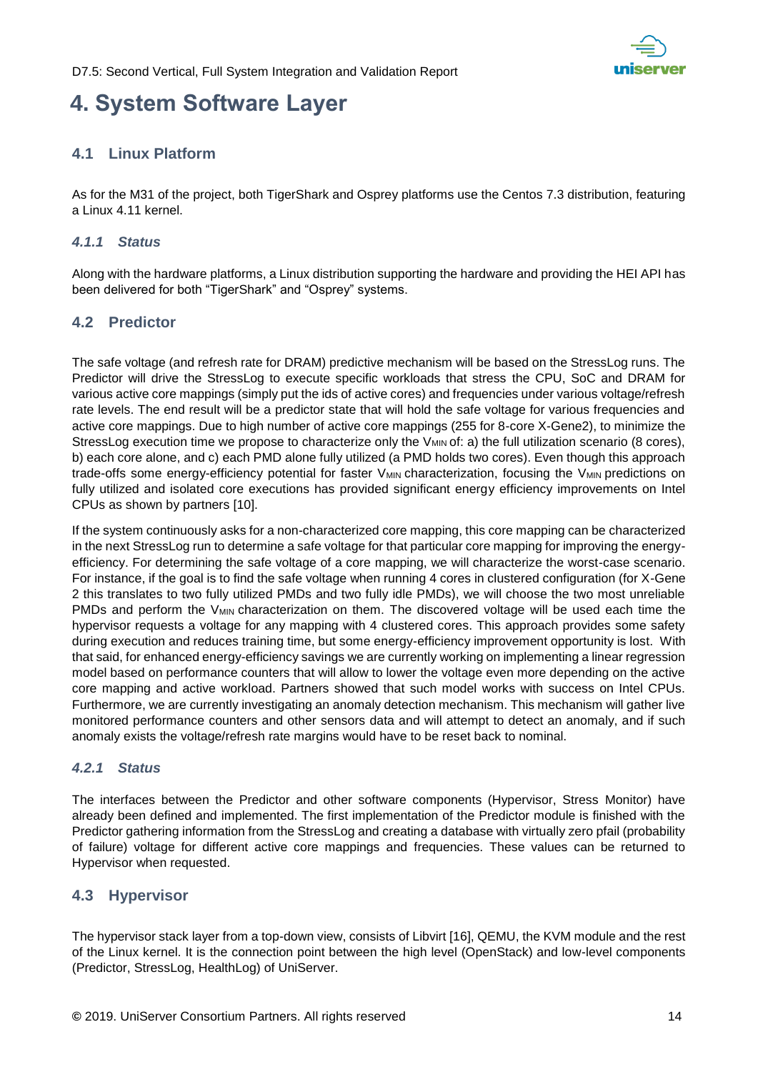# 4. System Software Layer

## 4.1 Linux Platform

As for the M31 of the project, both TigerShark and Osprey platforms use the Centos 7.3 distribution, featuring a Linux 4.11 kernel.

### *4.1.1 Status*

Along with the hardware platforms, a Linux distribution supporting the hardware and providing the HEI API has been delivered for both "TigerShark" and "Osprey" systems.

## 4.2 Predictor

The safe voltage (and refresh rate for DRAM) predictive mechanism will be based on the StressLog runs. The Predictor will drive the StressLog to execute specific workloads that stress the CPU, SoC and DRAM for various active core mappings (simply put the ids of active cores) and frequencies under various voltage/refresh rate levels. The end result will be a predictor state that will hold the safe voltage for various frequencies and active core mappings. Due to high number of active core mappings (255 for 8-core X-Gene2), to minimize the StressLog execution time we propose to characterize only the $V_{MIN}$ of: a) the full utilization scenario (8 cores), b) each core alone, and c) each PMD alone fully utilized (a PMD holds two cores). Even though this approach trade-offs some energy-efficiency potential for faster $V_{MIN}$ characterization, focusing the $V_{MIN}$ predictions on fully utilized and isolated core executions has provided significant energy efficiency improvements on Intel CPUs as shown by partners [10].

If the system continuously asks for a non-characterized core mapping, this core mapping can be characterized in the next StressLog run to determine a safe voltage for that particular core mapping for improving the energy-efficiency. For determining the safe voltage of a core mapping, we will characterize the worst-case scenario. For instance, if the goal is to find the safe voltage when running 4 cores in clustered configuration (for X-Gene 2 this translates to two fully utilized PMDs and two fully idle PMDs), we will choose the two most unreliable PMDs and perform the $V_{MIN}$ characterization on them. The discovered voltage will be used each time the hypervisor requests a voltage for any mapping with 4 clustered cores. This approach provides some safety during execution and reduces training time, but some energy-efficiency improvement opportunity is lost. With that said, for enhanced energy-efficiency savings we are currently working on implementing a linear regression model based on performance counters that will allow to lower the voltage even more depending on the active core mapping and active workload. Partners showed that such model works with success on Intel CPUs. Furthermore, we are currently investigating an anomaly detection mechanism. This mechanism will gather live monitored performance counters and other sensors data and will attempt to detect an anomaly, and if such anomaly exists the voltage/refresh rate margins would have to be reset back to nominal.

### *4.2.1 Status*

The interfaces between the Predictor and other software components (Hypervisor, Stress Monitor) have already been defined and implemented. The first implementation of the Predictor module is finished with the Predictor gathering information from the StressLog and creating a database with virtually zero pfail (probability of failure) voltage for different active core mappings and frequencies. These values can be returned to Hypervisor when requested.

## 4.3 Hypervisor

The hypervisor stack layer from a top-down view, consists of Libvirt [16], QEMU, the KVM module and the rest of the Linux kernel. It is the connection point between the high level (OpenStack) and low-level components (Predictor, StressLog, HealthLog) of UniServer.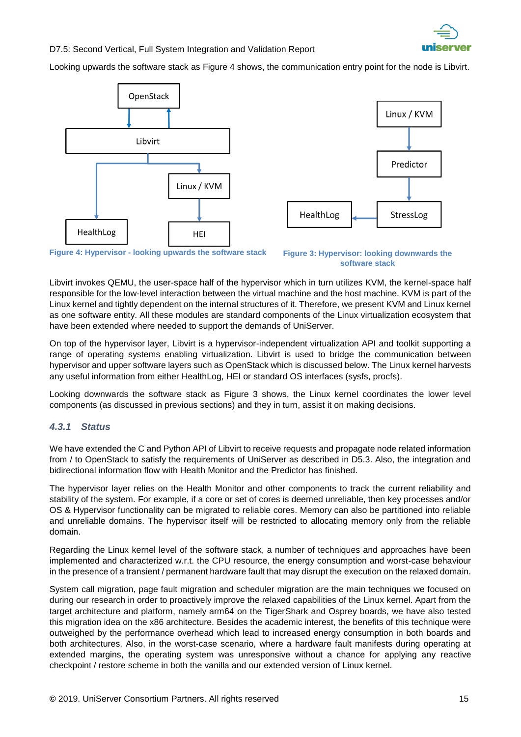Looking upwards the software stack as Figure 4 shows, the communication entry point for the node is Libvirt.

Figure 4: Hypervisor - looking upwards the software stack

Figure 3: Hypervisor: looking downwards the software stack

Libvirt invokes QEMU, the user-space half of the hypervisor which in turn utilizes KVM, the kernel-space half responsible for the low-level interaction between the virtual machine and the host machine. KVM is part of the Linux kernel and tightly dependent on the internal structures of it. Therefore, we present KVM and Linux kernel as one software entity. All these modules are standard components of the Linux virtualization ecosystem that have been extended where needed to support the demands of UniServer.

On top of the hypervisor layer, Libvirt is a hypervisor-independent virtualization API and toolkit supporting a range of operating systems enabling virtualization. Libvirt is used to bridge the communication between hypervisor and upper software layers such as OpenStack which is discussed below. The Linux kernel harvests any useful information from either HealthLog, HEI or standard OS interfaces (sysfs, procfs).

Looking downwards the software stack as Figure 3 shows, the Linux kernel coordinates the lower level components (as discussed in previous sections) and they in turn, assist it on making decisions.

### 4.3.1 Status

We have extended the C and Python API of Libvirt to receive requests and propagate node related information from / to OpenStack to satisfy the requirements of UniServer as described in D5.3. Also, the integration and bidirectional information flow with Health Monitor and the Predictor has finished.

The hypervisor layer relies on the Health Monitor and other components to track the current reliability and stability of the system. For example, if a core or set of cores is deemed unreliable, then key processes and/or OS & Hypervisor functionality can be migrated to reliable cores. Memory can also be partitioned into reliable and unreliable domains. The hypervisor itself will be restricted to allocating memory only from the reliable domain.

Regarding the Linux kernel level of the software stack, a number of techniques and approaches have been implemented and characterized w.r.t. the CPU resource, the energy consumption and worst-case behaviour in the presence of a transient / permanent hardware fault that may disrupt the execution on the relaxed domain.

System call migration, page fault migration and scheduler migration are the main techniques we focused on during our research in order to proactively improve the relaxed capabilities of the Linux kernel. Apart from the target architecture and platform, namely arm64 on the TigerShark and Osprey boards, we have also tested this migration idea on the x86 architecture. Besides the academic interest, the benefits of this technique were outweighed by the performance overhead which lead to increased energy consumption in both boards and both architectures. Also, in the worst-case scenario, where a hardware fault manifests during operating at extended margins, the operating system was unresponsive without a chance for applying any reactive checkpoint / restore scheme in both the vanilla and our extended version of Linux kernel.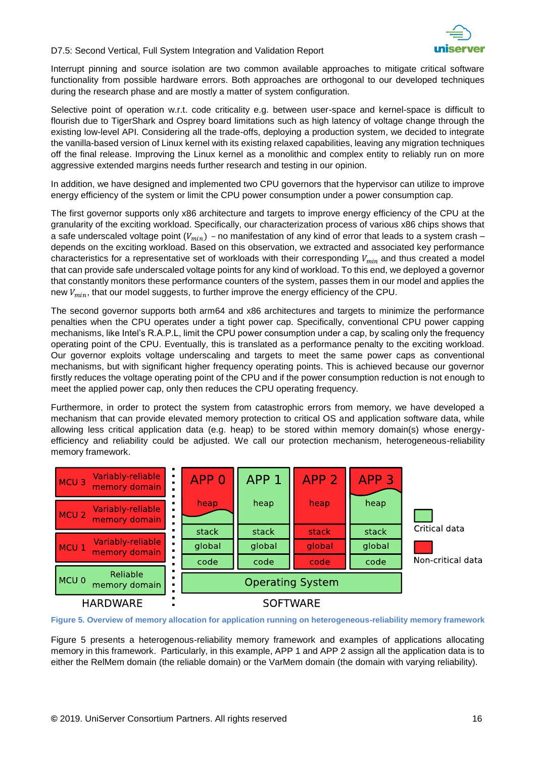Interrupt pinning and source isolation are two common available approaches to mitigate critical software functionality from possible hardware errors. Both approaches are orthogonal to our developed techniques during the research phase and are mostly a matter of system configuration.

Selective point of operation w.r.t. code criticality e.g. between user-space and kernel-space is difficult to flourish due to TigerShark and Osprey board limitations such as high latency of voltage change through the existing low-level API. Considering all the trade-offs, deploying a production system, we decided to integrate the vanilla-based version of Linux kernel with its existing relaxed capabilities, leaving any migration techniques off the final release. Improving the Linux kernel as a monolithic and complex entity to reliably run on more aggressive extended margins needs further research and testing in our opinion.

In addition, we have designed and implemented two CPU governors that the hypervisor can utilize to improve energy efficiency of the system or limit the CPU power consumption under a power consumption cap.

The first governor supports only x86 architecture and targets to improve energy efficiency of the CPU at the granularity of the exciting workload. Specifically, our characterization process of various x86 chips shows that a safe underscaled voltage point ($V_{min}$) – no manifestation of any kind of error that leads to a system crash – depends on the exciting workload. Based on this observation, we extracted and associated key performance characteristics for a representative set of workloads with their corresponding $V_{min}$ and thus created a model that can provide safe underscaled voltage points for any kind of workload. To this end, we deployed a governor that constantly monitors these performance counters of the system, passes them in our model and applies the new $V_{min}$, that our model suggests, to further improve the energy efficiency of the CPU.

The second governor supports both arm64 and x86 architectures and targets to minimize the performance penalties when the CPU operates under a tight power cap. Specifically, conventional CPU power capping mechanisms, like Intel's R.A.P.L, limit the CPU power consumption under a cap, by scaling only the frequency operating point of the CPU. Eventually, this is translated as a performance penalty to the exciting workload. Our governor exploits voltage underscaling and targets to meet the same power caps as conventional mechanisms, but with significant higher frequency operating points. This is achieved because our governor firstly reduces the voltage operating point of the CPU and if the power consumption reduction is not enough to meet the applied power cap, only then reduces the CPU operating frequency.

Furthermore, in order to protect the system from catastrophic errors from memory, we have developed a mechanism that can provide elevated memory protection to critical OS and application software data, while allowing less critical application data (e.g. heap) to be stored within memory domain(s) whose energy-efficiency and reliability could be adjusted. We call our protection mechanism, heterogeneous-reliability memory framework.

**Figure 5. Overview of memory allocation for application running on heterogeneous-reliability memory framework**

Figure 5 presents a heterogenous-reliability memory framework and examples of applications allocating memory in this framework. Particularly, in this example, APP 1 and APP 2 assign all the application data is to either the RelMem domain (the reliable domain) or the VarMem domain (the domain with varying reliability).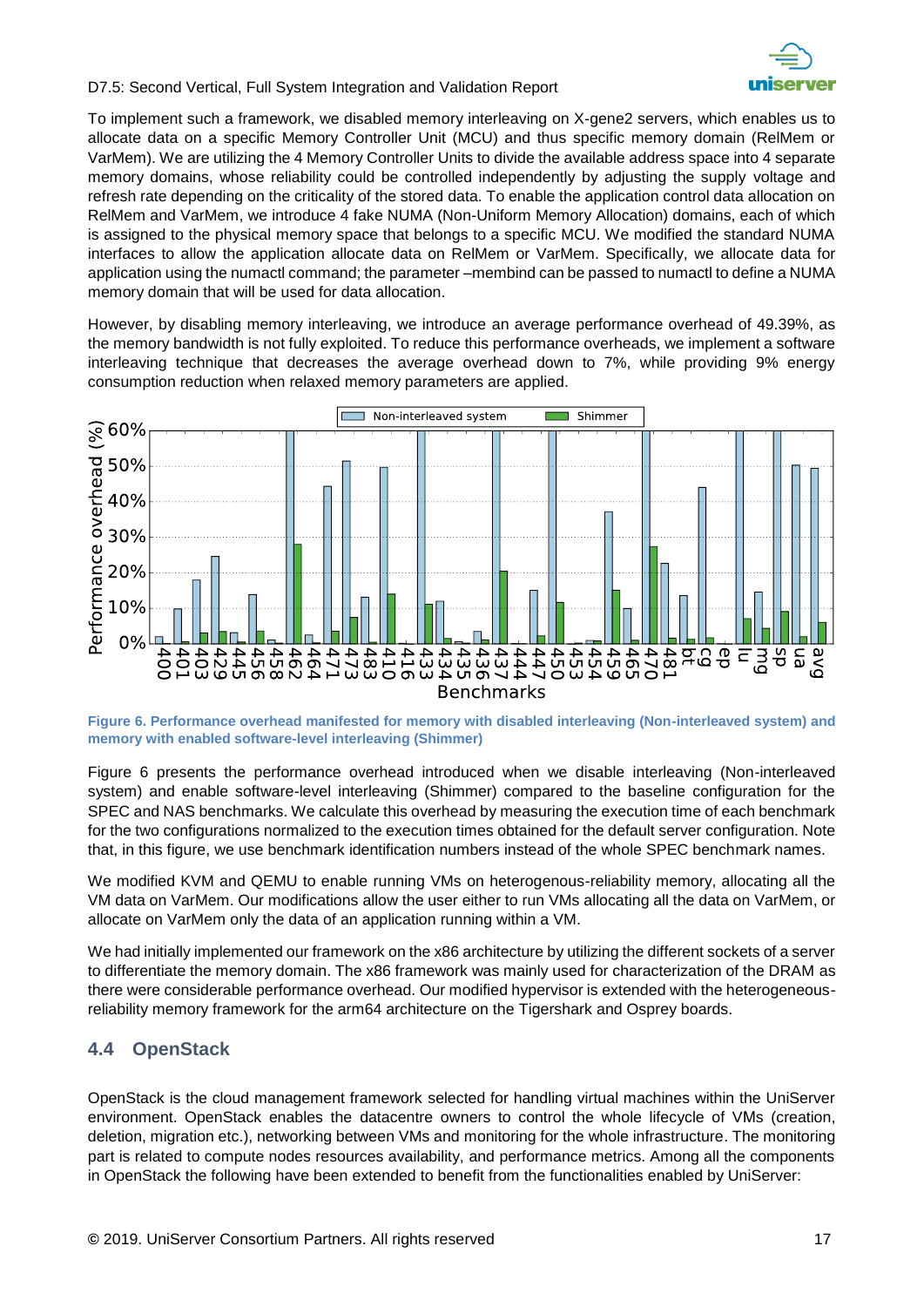To implement such a framework, we disabled memory interleaving on X-gene2 servers, which enables us to allocate data on a specific Memory Controller Unit (MCU) and thus specific memory domain (RelMem or VarMem). We are utilizing the 4 Memory Controller Units to divide the available address space into 4 separate memory domains, whose reliability could be controlled independently by adjusting the supply voltage and refresh rate depending on the criticality of the stored data. To enable the application control data allocation on RelMem and VarMem, we introduce 4 fake NUMA (Non-Uniform Memory Allocation) domains, each of which is assigned to the physical memory space that belongs to a specific MCU. We modified the standard NUMA interfaces to allow the application allocate data on RelMem or VarMem. Specifically, we allocate data for application using the numactl command; the parameter –membind can be passed to numactl to define a NUMA memory domain that will be used for data allocation.

However, by disabling memory interleaving, we introduce an average performance overhead of 49.39%, as the memory bandwidth is not fully exploited. To reduce this performance overheads, we implement a software interleaving technique that decreases the average overhead down to 7%, while providing 9% energy consumption reduction when relaxed memory parameters are applied.

**Figure 6. Performance overhead manifested for memory with disabled interleaving (Non-interleaved system) and memory with enabled software-level interleaving (Shimmer)**

Figure 6 presents the performance overhead introduced when we disable interleaving (Non-interleaved system) and enable software-level interleaving (Shimmer) compared to the baseline configuration for the SPEC and NAS benchmarks. We calculate this overhead by measuring the execution time of each benchmark for the two configurations normalized to the execution times obtained for the default server configuration. Note that, in this figure, we use benchmark identification numbers instead of the whole SPEC benchmark names.

We modified KVM and QEMU to enable running VMs on heterogenous-reliability memory, allocating all the VM data on VarMem. Our modifications allow the user either to run VMs allocating all the data on VarMem, or allocate on VarMem only the data of an application running within a VM.

We had initially implemented our framework on the x86 architecture by utilizing the different sockets of a server to differentiate the memory domain. The x86 framework was mainly used for characterization of the DRAM as there were considerable performance overhead. Our modified hypervisor is extended with the heterogeneous-reliability memory framework for the arm64 architecture on the Tigershark and Osprey boards.

## 4.4 OpenStack

OpenStack is the cloud management framework selected for handling virtual machines within the UniServer environment. OpenStack enables the datacentre owners to control the whole lifecycle of VMs (creation, deletion, migration etc.), networking between VMs and monitoring for the whole infrastructure. The monitoring part is related to compute nodes resources availability, and performance metrics. Among all the components in OpenStack the following have been extended to benefit from the functionalities enabled by UniServer: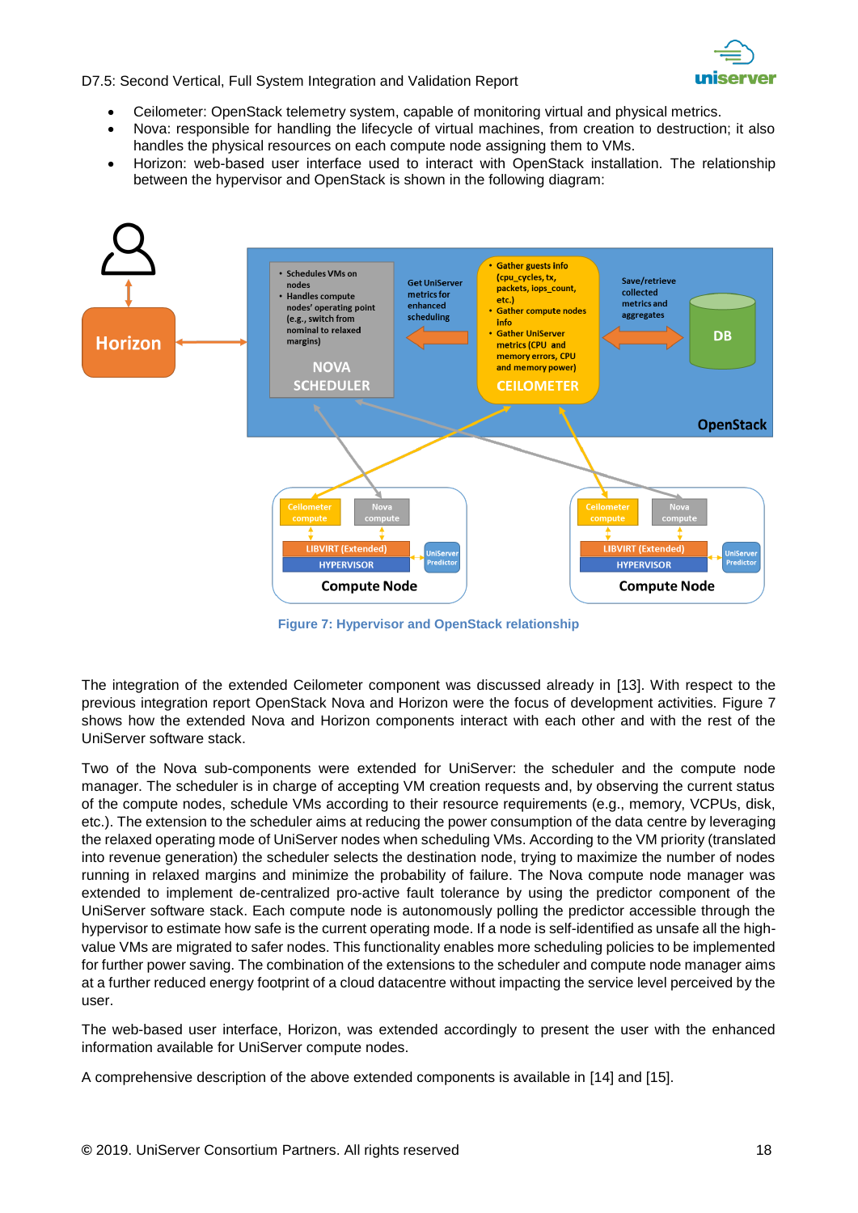- Ceilometer: OpenStack telemetry system, capable of monitoring virtual and physical metrics.
- Nova: responsible for handling the lifecycle of virtual machines, from creation to destruction; it also handles the physical resources on each compute node assigning them to VMs.
- Horizon: web-based user interface used to interact with OpenStack installation. The relationship between the hypervisor and OpenStack is shown in the following diagram:

Figure 7: Hypervisor and OpenStack relationship

The integration of the extended Ceilometer component was discussed already in [13]. With respect to the previous integration report OpenStack Nova and Horizon were the focus of development activities. Figure 7 shows how the extended Nova and Horizon components interact with each other and with the rest of the UniServer software stack.

Two of the Nova sub-components were extended for UniServer: the scheduler and the compute node manager. The scheduler is in charge of accepting VM creation requests and, by observing the current status of the compute nodes, schedule VMs according to their resource requirements (e.g., memory, VCPUs, disk, etc.). The extension to the scheduler aims at reducing the power consumption of the data centre by leveraging the relaxed operating mode of UniServer nodes when scheduling VMs. According to the VM priority (translated into revenue generation) the scheduler selects the destination node, trying to maximize the number of nodes running in relaxed margins and minimize the probability of failure. The Nova compute node manager was extended to implement de-centralized pro-active fault tolerance by using the predictor component of the UniServer software stack. Each compute node is autonomously polling the predictor accessible through the hypervisor to estimate how safe is the current operating mode. If a node is self-identified as unsafe all the high-value VMs are migrated to safer nodes. This functionality enables more scheduling policies to be implemented for further power saving. The combination of the extensions to the scheduler and compute node manager aims at a further reduced energy footprint of a cloud datacentre without impacting the service level perceived by the user.

The web-based user interface, Horizon, was extended accordingly to present the user with the enhanced information available for UniServer compute nodes.

A comprehensive description of the above extended components is available in [14] and [15].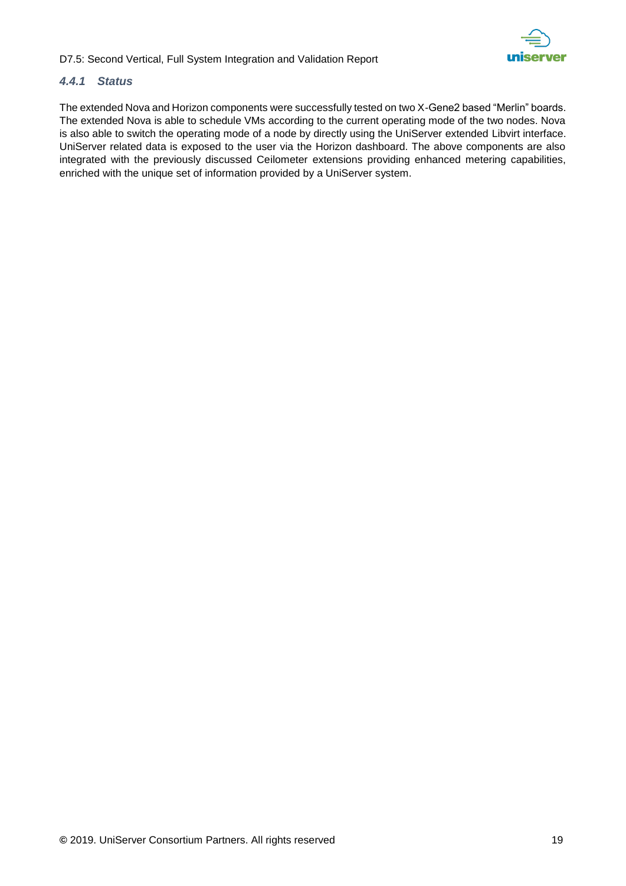#### *4.4.1 Status*

The extended Nova and Horizon components were successfully tested on two X-Gene2 based "Merlin" boards. The extended Nova is able to schedule VMs according to the current operating mode of the two nodes. Nova is also able to switch the operating mode of a node by directly using the UniServer extended Libvirt interface. UniServer related data is exposed to the user via the Horizon dashboard. The above components are also integrated with the previously discussed Ceilometer extensions providing enhanced metering capabilities, enriched with the unique set of information provided by a UniServer system.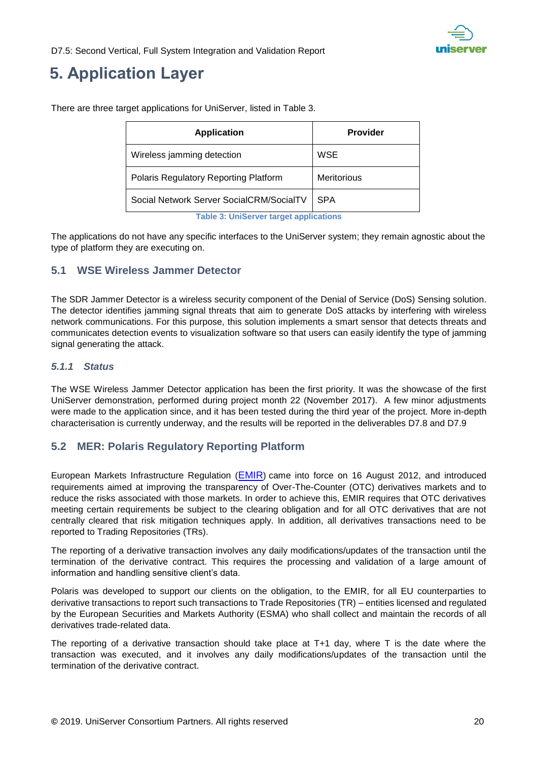# 5. Application Layer

There are three target applications for UniServer, listed in Table 3.

| Application | Provider |
|---|---|
| Wireless jamming detection | WSE |
| Polaris Regulatory Reporting Platform | Meritorious |
| Social Network Server SocialCRM/SocialTV | SPA |

Table 3: UniServer target applications

The applications do not have any specific interfaces to the UniServer system; they remain agnostic about the type of platform they are executing on.

## 5.1 WSE Wireless Jammer Detector

The SDR Jammer Detector is a wireless security component of the Denial of Service (DoS) Sensing solution. The detector identifies jamming signal threats that aim to generate DoS attacks by interfering with wireless network communications. For this purpose, this solution implements a smart sensor that detects threats and communicates detection events to visualization software so that users can easily identify the type of jamming signal generating the attack.

### *5.1.1 Status*

The WSE Wireless Jammer Detector application has been the first priority. It was the showcase of the first UniServer demonstration, performed during project month 22 (November 2017). A few minor adjustments were made to the application since, and it has been tested during the third year of the project. More in-depth characterisation is currently underway, and the results will be reported in the deliverables D7.8 and D7.9

## 5.2 MER: Polaris Regulatory Reporting Platform

European Markets Infrastructure Regulation (EMIR) came into force on 16 August 2012, and introduced requirements aimed at improving the transparency of Over-The-Counter (OTC) derivatives markets and to reduce the risks associated with those markets. In order to achieve this, EMIR requires that OTC derivatives meeting certain requirements be subject to the clearing obligation and for all OTC derivatives that are not centrally cleared that risk mitigation techniques apply. In addition, all derivatives transactions need to be reported to Trading Repositories (TRs).

The reporting of a derivative transaction involves any daily modifications/updates of the transaction until the termination of the derivative contract. This requires the processing and validation of a large amount of information and handling sensitive client's data.

Polaris was developed to support our clients on the obligation, to the EMIR, for all EU counterparties to derivative transactions to report such transactions to Trade Repositories (TR) – entities licensed and regulated by the European Securities and Markets Authority (ESMA) who shall collect and maintain the records of all derivatives trade-related data.

The reporting of a derivative transaction should take place at T+1 day, where T is the date where the transaction was executed, and it involves any daily modifications/updates of the transaction until the termination of the derivative contract.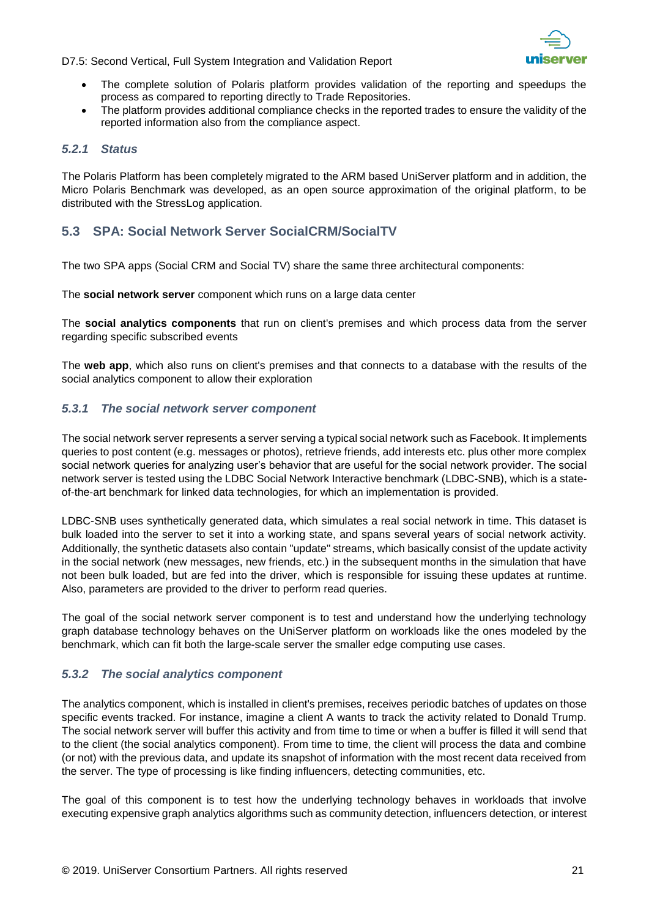- The complete solution of Polaris platform provides validation of the reporting and speedups the process as compared to reporting directly to Trade Repositories.
- The platform provides additional compliance checks in the reported trades to ensure the validity of the reported information also from the compliance aspect.

### *5.2.1 Status*

The Polaris Platform has been completely migrated to the ARM based UniServer platform and in addition, the Micro Polaris Benchmark was developed, as an open source approximation of the original platform, to be distributed with the StressLog application.

## 5.3 SPA: Social Network Server SocialCRM/SocialTV

The two SPA apps (Social CRM and Social TV) share the same three architectural components:

The **social network server** component which runs on a large data center

The **social analytics components** that run on client's premises and which process data from the server regarding specific subscribed events

The **web app**, which also runs on client's premises and that connects to a database with the results of the social analytics component to allow their exploration

### *5.3.1 The social network server component*

The social network server represents a server serving a typical social network such as Facebook. It implements queries to post content (e.g. messages or photos), retrieve friends, add interests etc. plus other more complex social network queries for analyzing user's behavior that are useful for the social network provider. The social network server is tested using the LDBC Social Network Interactive benchmark (LDBC-SNB), which is a state-of-the-art benchmark for linked data technologies, for which an implementation is provided.

LDBC-SNB uses synthetically generated data, which simulates a real social network in time. This dataset is bulk loaded into the server to set it into a working state, and spans several years of social network activity. Additionally, the synthetic datasets also contain "update" streams, which basically consist of the update activity in the social network (new messages, new friends, etc.) in the subsequent months in the simulation that have not been bulk loaded, but are fed into the driver, which is responsible for issuing these updates at runtime. Also, parameters are provided to the driver to perform read queries.

The goal of the social network server component is to test and understand how the underlying technology graph database technology behaves on the UniServer platform on workloads like the ones modeled by the benchmark, which can fit both the large-scale server the smaller edge computing use cases.

### *5.3.2 The social analytics component*

The analytics component, which is installed in client's premises, receives periodic batches of updates on those specific events tracked. For instance, imagine a client A wants to track the activity related to Donald Trump. The social network server will buffer this activity and from time to time or when a buffer is filled it will send that to the client (the social analytics component). From time to time, the client will process the data and combine (or not) with the previous data, and update its snapshot of information with the most recent data received from the server. The type of processing is like finding influencers, detecting communities, etc.

The goal of this component is to test how the underlying technology behaves in workloads that involve executing expensive graph analytics algorithms such as community detection, influencers detection, or interest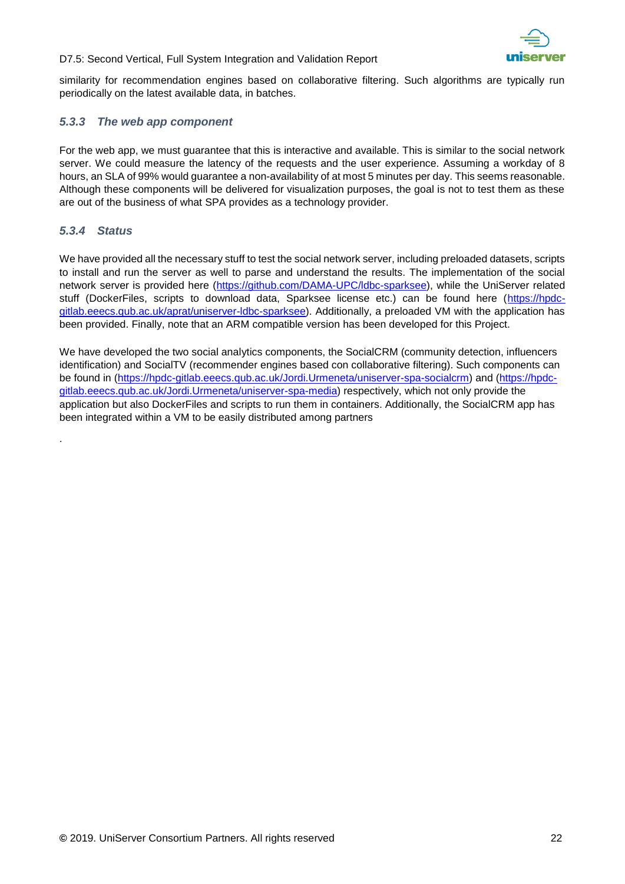similarity for recommendation engines based on collaborative filtering. Such algorithms are typically run periodically on the latest available data, in batches.

### *5.3.3 The web app component*

For the web app, we must guarantee that this is interactive and available. This is similar to the social network server. We could measure the latency of the requests and the user experience. Assuming a workday of 8 hours, an SLA of 99% would guarantee a non-availability of at most 5 minutes per day. This seems reasonable. Although these components will be delivered for visualization purposes, the goal is not to test them as these are out of the business of what SPA provides as a technology provider.

### *5.3.4 Status*

We have provided all the necessary stuff to test the social network server, including preloaded datasets, scripts to install and run the server as well to parse and understand the results. The implementation of the social network server is provided here (https://github.com/DAMA-UPC/ldbc-sparksee), while the UniServer related stuff (DockerFiles, scripts to download data, Sparksee license etc.) can be found here (https://hpdc-gitlab.eeecs.qub.ac.uk/aprat/uniserver-ldbc-sparksee). Additionally, a preloaded VM with the application has been provided. Finally, note that an ARM compatible version has been developed for this Project.

We have developed the two social analytics components, the SocialCRM (community detection, influencers identification) and SocialTV (recommender engines based con collaborative filtering). Such components can be found in (https://hpdc-gitlab.eeecs.qub.ac.uk/Jordi.Urmeneta/uniserver-spa-socialcrm) and (https://hpdc-gitlab.eeecs.qub.ac.uk/Jordi.Urmeneta/uniserver-spa-media) respectively, which not only provide the application but also DockerFiles and scripts to run them in containers. Additionally, the SocialCRM app has been integrated within a VM to be easily distributed among partners

.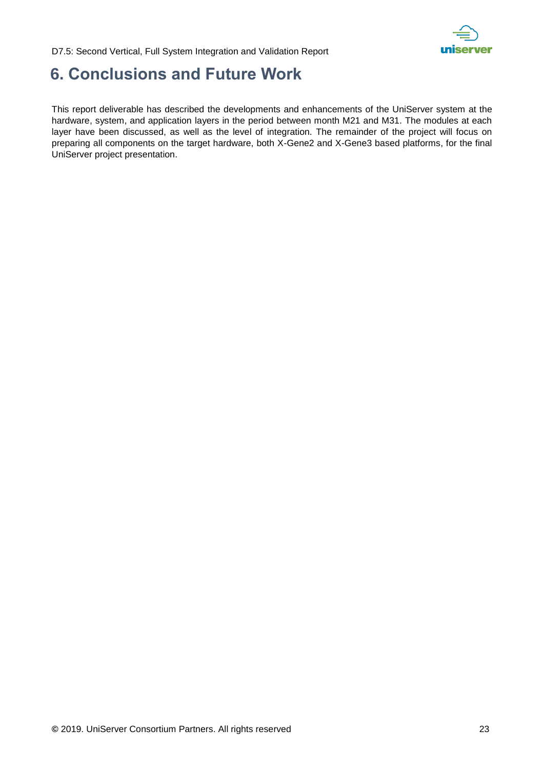# 6. Conclusions and Future Work

This report deliverable has described the developments and enhancements of the UniServer system at the hardware, system, and application layers in the period between month M21 and M31. The modules at each layer have been discussed, as well as the level of integration. The remainder of the project will focus on preparing all components on the target hardware, both X-Gene2 and X-Gene3 based platforms, for the final UniServer project presentation.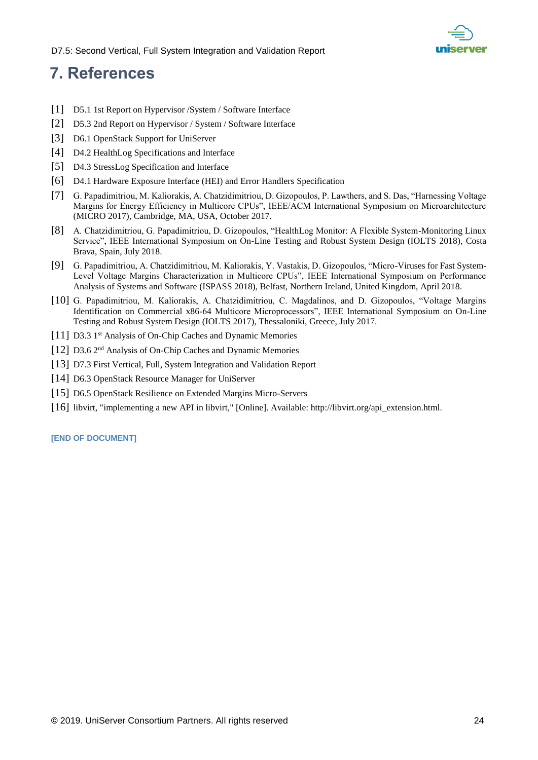# 7. References

[1] D5.1 1st Report on Hypervisor /System / Software Interface

[2] D5.3 2nd Report on Hypervisor / System / Software Interface

[3] D6.1 OpenStack Support for UniServer

[4] D4.2 HealthLog Specifications and Interface

[5] D4.3 StressLog Specification and Interface

[6] D4.1 Hardware Exposure Interface (HEI) and Error Handlers Specification

[7] G. Papadimitriou, M. Kaliorakis, A. Chatzidimitriou, D. Gizopoulos, P. Lawthers, and S. Das, "Harnessing Voltage Margins for Energy Efficiency in Multicore CPUs", IEEE/ACM International Symposium on Microarchitecture (MICRO 2017), Cambridge, MA, USA, October 2017.

[8] A. Chatzidimitriou, G. Papadimitriou, D. Gizopoulos, "HealthLog Monitor: A Flexible System-Monitoring Linux Service", IEEE International Symposium on On-Line Testing and Robust System Design (IOLTS 2018), Costa Brava, Spain, July 2018.

[9] G. Papadimitriou, A. Chatzidimitriou, M. Kaliorakis, Y. Vastakis, D. Gizopoulos, "Micro-Viruses for Fast System-Level Voltage Margins Characterization in Multicore CPUs", IEEE International Symposium on Performance Analysis of Systems and Software (ISPASS 2018), Belfast, Northern Ireland, United Kingdom, April 2018.

[10] G. Papadimitriou, M. Kaliorakis, A. Chatzidimitriou, C. Magdalinos, and D. Gizopoulos, "Voltage Margins Identification on Commercial x86-64 Multicore Microprocessors", IEEE International Symposium on On-Line Testing and Robust System Design (IOLTS 2017), Thessaloniki, Greece, July 2017.

[11] D3.3 1st Analysis of On-Chip Caches and Dynamic Memories

[12] D3.6 2nd Analysis of On-Chip Caches and Dynamic Memories

[13] D7.3 First Vertical, Full, System Integration and Validation Report

[14] D6.3 OpenStack Resource Manager for UniServer

[15] D6.5 OpenStack Resilience on Extended Margins Micro-Servers

[16] libvirt, "implementing a new API in libvirt," [Online]. Available: http://libvirt.org/api_extension.html.

**[END OF DOCUMENT]**